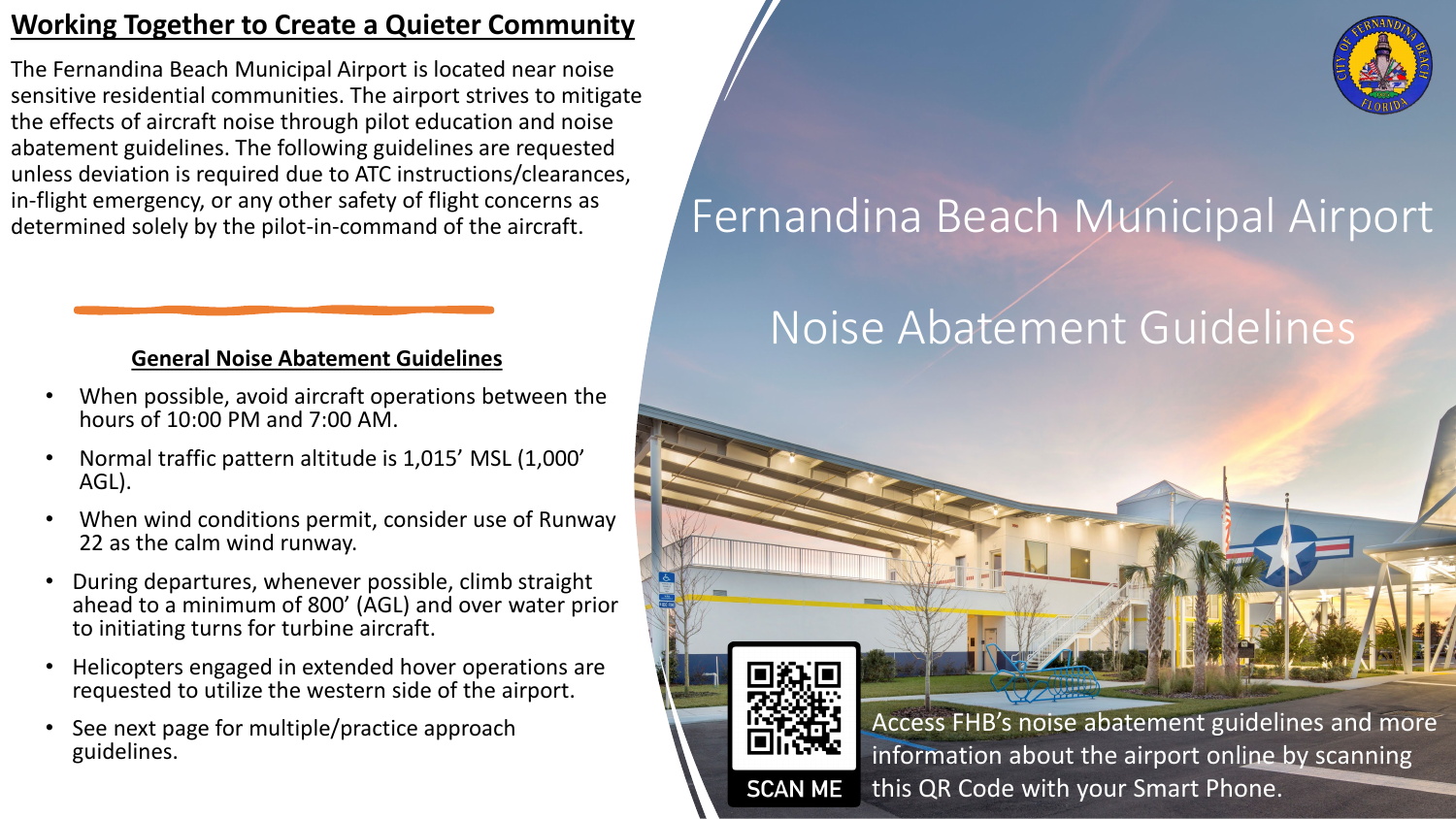# Fernandina Beach Municipal Airport

# Noise Abatement Guidelines

## Working Together to Create a Quieter Community

The Fernandina Beach Municipal Airport is located near noise sensitive residential communities. The airport strives to mitigate the effects of aircraft noise through pilot education and noise abatement guidelines. The following guidelines are requested unless deviation is required due to ATC instructions/clearances, in-flight emergency, or any other safety of flight concerns as determined solely by the pilot-in-command of the aircraft.

### General Noise Abatement Guidelines

- When possible, avoid aircraft operations between the hours of 10:00 PM and 7:00 AM.
- Normal traffic pattern altitude is 1,015’ MSL (1,000’ AGL).
- When wind conditions permit, consider use of Runway 22 as the calm wind runway.
- During departures, whenever possible, climb straight ahead to a minimum of 800’ (AGL) and over water prior to initiating turns for turbine aircraft.
- Helicopters engaged in extended hover operations are requested to utilize the western side of the airport.
- See next page for multiple/practice approach guidelines.

SCAN ME

Access FHB’s noise abatement guidelines and more information about the airport online by scanning this QR Code with your Smart Phone.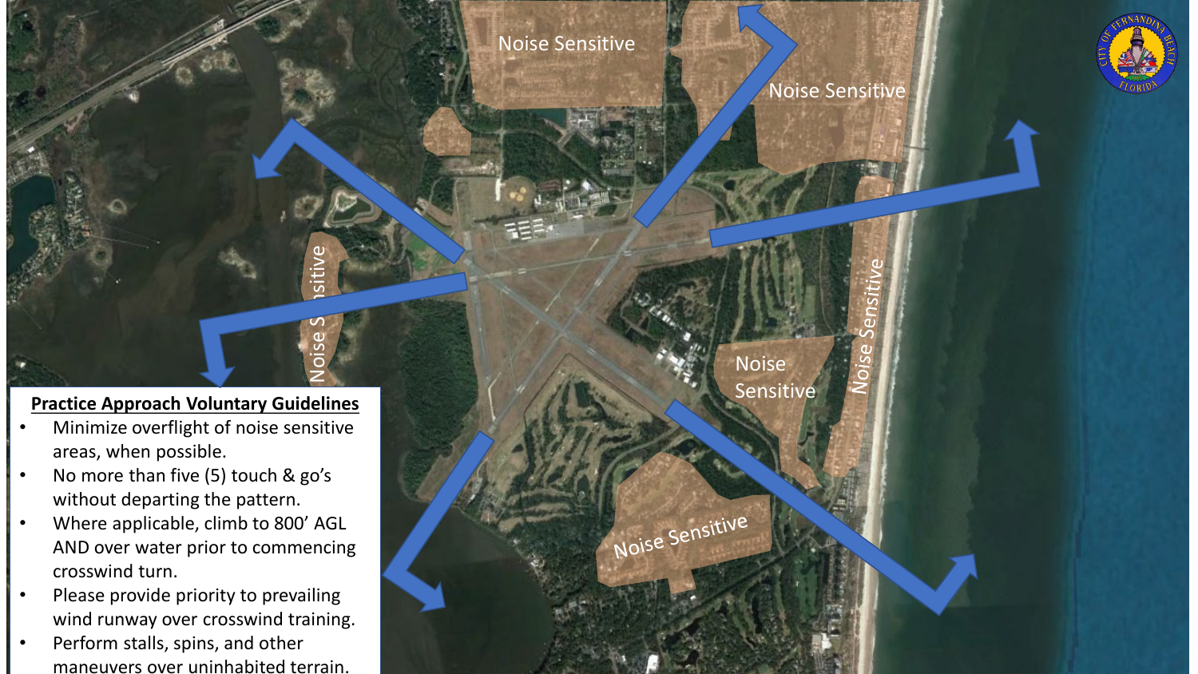Noise Sensitive

Noise Sensitive

Noise Sensitive

Noise Sensitive

Noise Sensitive

Noise Sensitive

**Practice Approach Voluntary Guidelines**

- Minimize overflight of noise sensitive areas, when possible.
- No more than five (5) touch & go's without departing the pattern.
- Where applicable, climb to 800' AGL AND over water prior to commencing crosswind turn.
- Please provide priority to prevailing wind runway over crosswind training.
- Perform stalls, spins, and other maneuvers over uninhabited terrain.